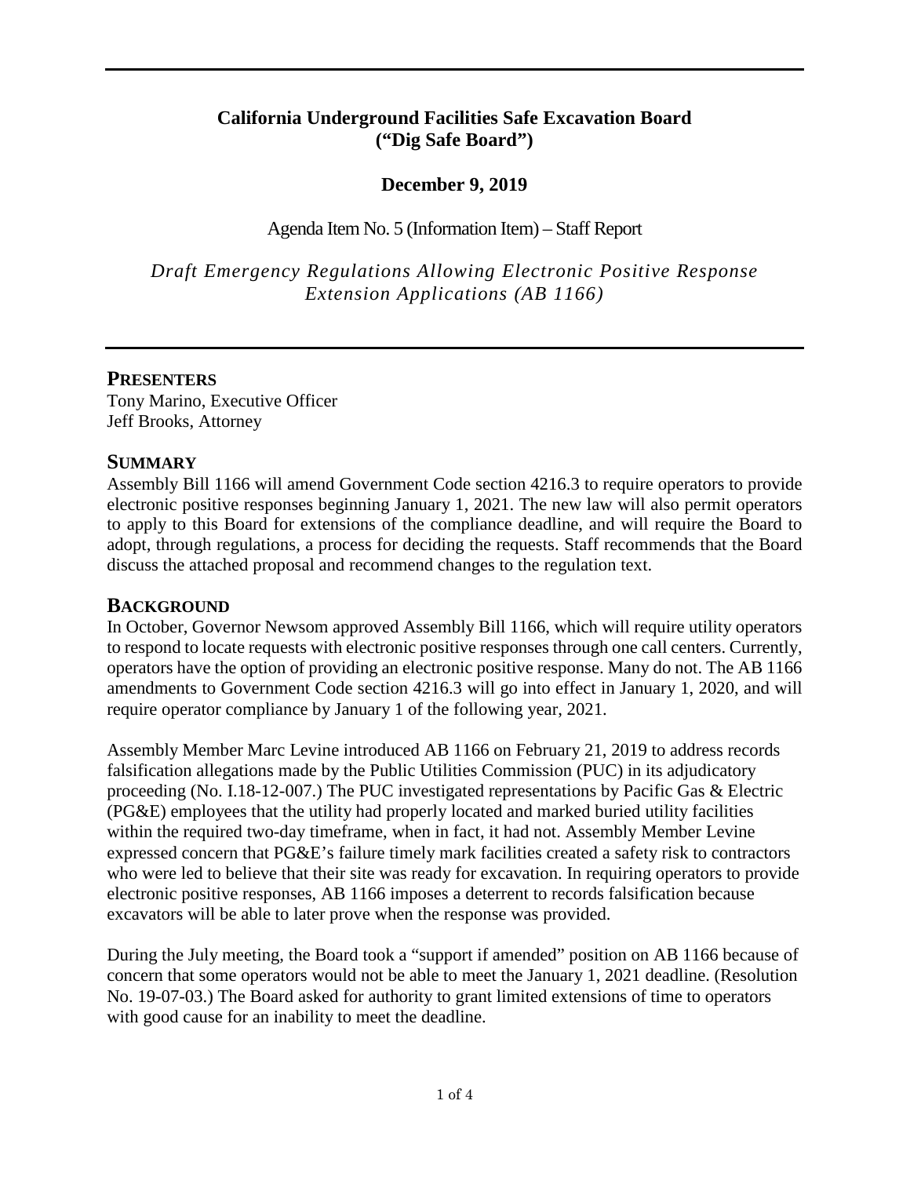**California Underground Facilities Safe Excavation Board ("Dig Safe Board")**

**December 9, 2019**

Agenda Item No. 5 (Information Item) – Staff Report

*Draft Emergency Regulations Allowing Electronic Positive Response Extension Applications (AB 1166)*

## PRESENTERS

Tony Marino, Executive Officer
Jeff Brooks, Attorney

## SUMMARY

Assembly Bill 1166 will amend Government Code section 4216.3 to require operators to provide electronic positive responses beginning January 1, 2021. The new law will also permit operators to apply to this Board for extensions of the compliance deadline, and will require the Board to adopt, through regulations, a process for deciding the requests. Staff recommends that the Board discuss the attached proposal and recommend changes to the regulation text.

## BACKGROUND

In October, Governor Newsom approved Assembly Bill 1166, which will require utility operators to respond to locate requests with electronic positive responses through one call centers. Currently, operators have the option of providing an electronic positive response. Many do not. The AB 1166 amendments to Government Code section 4216.3 will go into effect in January 1, 2020, and will require operator compliance by January 1 of the following year, 2021.

Assembly Member Marc Levine introduced AB 1166 on February 21, 2019 to address records falsification allegations made by the Public Utilities Commission (PUC) in its adjudicatory proceeding (No. I.18-12-007.) The PUC investigated representations by Pacific Gas & Electric (PG&E) employees that the utility had properly located and marked buried utility facilities within the required two-day timeframe, when in fact, it had not. Assembly Member Levine expressed concern that PG&E's failure timely mark facilities created a safety risk to contractors who were led to believe that their site was ready for excavation. In requiring operators to provide electronic positive responses, AB 1166 imposes a deterrent to records falsification because excavators will be able to later prove when the response was provided.

During the July meeting, the Board took a "support if amended" position on AB 1166 because of concern that some operators would not be able to meet the January 1, 2021 deadline. (Resolution No. 19-07-03.) The Board asked for authority to grant limited extensions of time to operators with good cause for an inability to meet the deadline.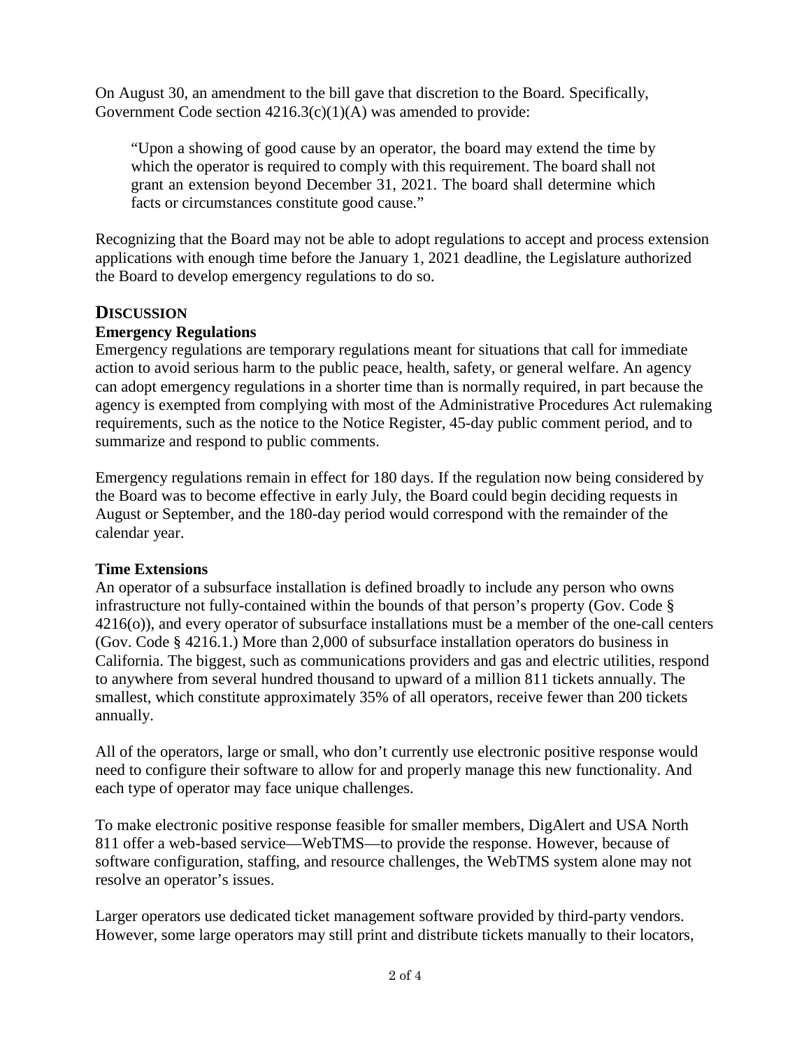On August 30, an amendment to the bill gave that discretion to the Board. Specifically, Government Code section 4216.3(c)(1)(A) was amended to provide:

> "Upon a showing of good cause by an operator, the board may extend the time by which the operator is required to comply with this requirement. The board shall not grant an extension beyond December 31, 2021. The board shall determine which facts or circumstances constitute good cause."

Recognizing that the Board may not be able to adopt regulations to accept and process extension applications with enough time before the January 1, 2021 deadline, the Legislature authorized the Board to develop emergency regulations to do so.

## DISCUSSION

### Emergency Regulations

Emergency regulations are temporary regulations meant for situations that call for immediate action to avoid serious harm to the public peace, health, safety, or general welfare. An agency can adopt emergency regulations in a shorter time than is normally required, in part because the agency is exempted from complying with most of the Administrative Procedures Act rulemaking requirements, such as the notice to the Notice Register, 45-day public comment period, and to summarize and respond to public comments.

Emergency regulations remain in effect for 180 days. If the regulation now being considered by the Board was to become effective in early July, the Board could begin deciding requests in August or September, and the 180-day period would correspond with the remainder of the calendar year.

### Time Extensions

An operator of a subsurface installation is defined broadly to include any person who owns infrastructure not fully-contained within the bounds of that person's property (Gov. Code § 4216(o)), and every operator of subsurface installations must be a member of the one-call centers (Gov. Code § 4216.1.) More than 2,000 of subsurface installation operators do business in California. The biggest, such as communications providers and gas and electric utilities, respond to anywhere from several hundred thousand to upward of a million 811 tickets annually. The smallest, which constitute approximately 35% of all operators, receive fewer than 200 tickets annually.

All of the operators, large or small, who don't currently use electronic positive response would need to configure their software to allow for and properly manage this new functionality. And each type of operator may face unique challenges.

To make electronic positive response feasible for smaller members, DigAlert and USA North 811 offer a web-based service—WebTMS—to provide the response. However, because of software configuration, staffing, and resource challenges, the WebTMS system alone may not resolve an operator's issues.

Larger operators use dedicated ticket management software provided by third-party vendors. However, some large operators may still print and distribute tickets manually to their locators,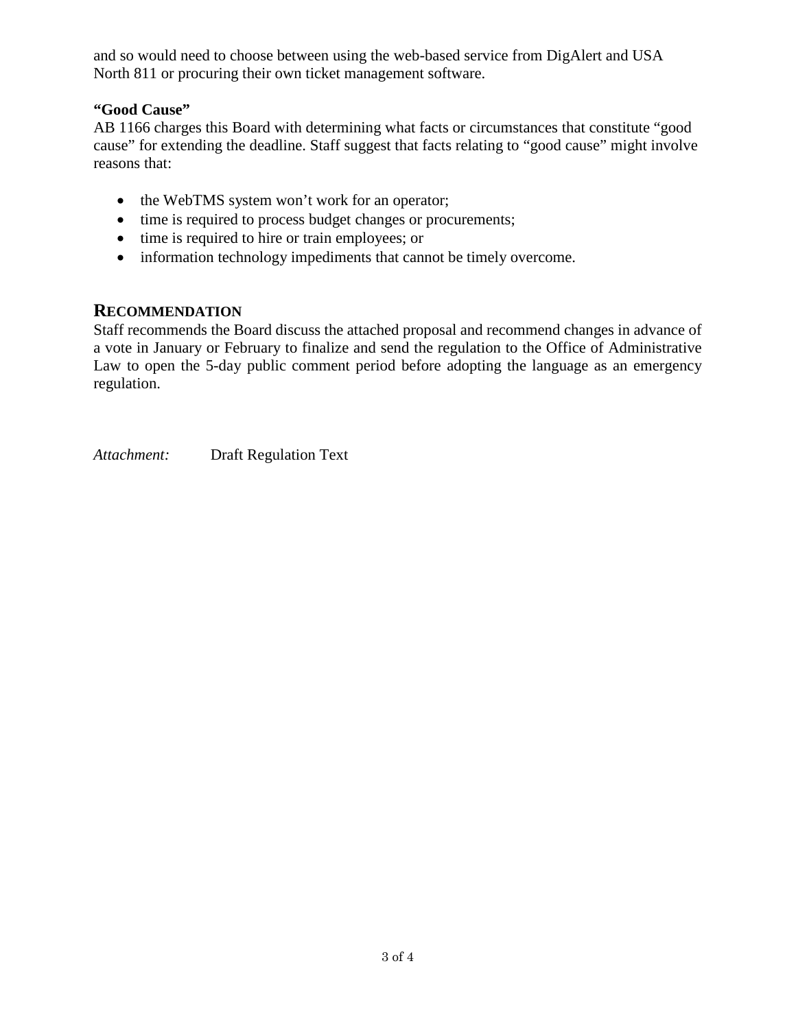and so would need to choose between using the web-based service from DigAlert and USA North 811 or procuring their own ticket management software.

**"Good Cause"**

AB 1166 charges this Board with determining what facts or circumstances that constitute "good cause" for extending the deadline. Staff suggest that facts relating to "good cause" might involve reasons that:

- the WebTMS system won't work for an operator;
- time is required to process budget changes or procurements;
- time is required to hire or train employees; or
- information technology impediments that cannot be timely overcome.

## RECOMMENDATION

Staff recommends the Board discuss the attached proposal and recommend changes in advance of a vote in January or February to finalize and send the regulation to the Office of Administrative Law to open the 5-day public comment period before adopting the language as an emergency regulation.

*Attachment:* Draft Regulation Text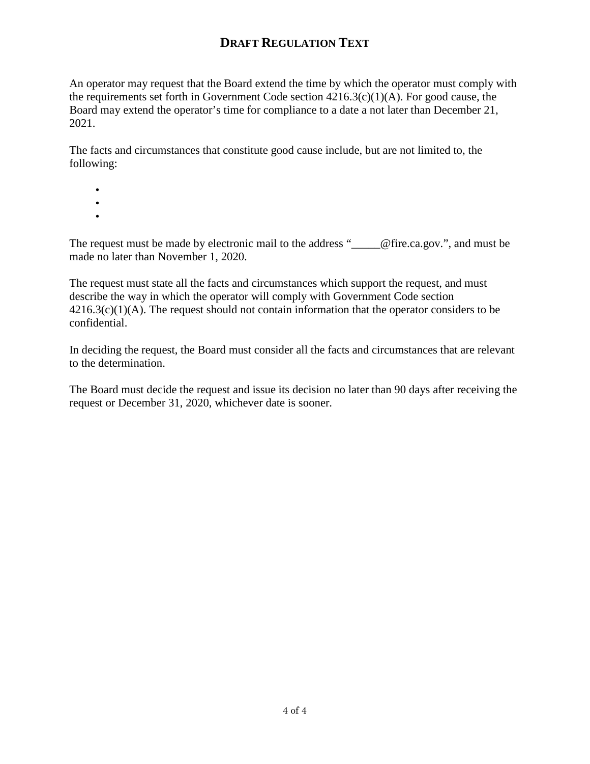# Draft Regulation Text

An operator may request that the Board extend the time by which the operator must comply with the requirements set forth in Government Code section 4216.3(c)(1)(A). For good cause, the Board may extend the operator's time for compliance to a date a not later than December 21, 2021.

The facts and circumstances that constitute good cause include, but are not limited to, the following:

-
-
-

The request must be made by electronic mail to the address "_____@fire.ca.gov.", and must be made no later than November 1, 2020.

The request must state all the facts and circumstances which support the request, and must describe the way in which the operator will comply with Government Code section 4216.3(c)(1)(A). The request should not contain information that the operator considers to be confidential.

In deciding the request, the Board must consider all the facts and circumstances that are relevant to the determination.

The Board must decide the request and issue its decision no later than 90 days after receiving the request or December 31, 2020, whichever date is sooner.